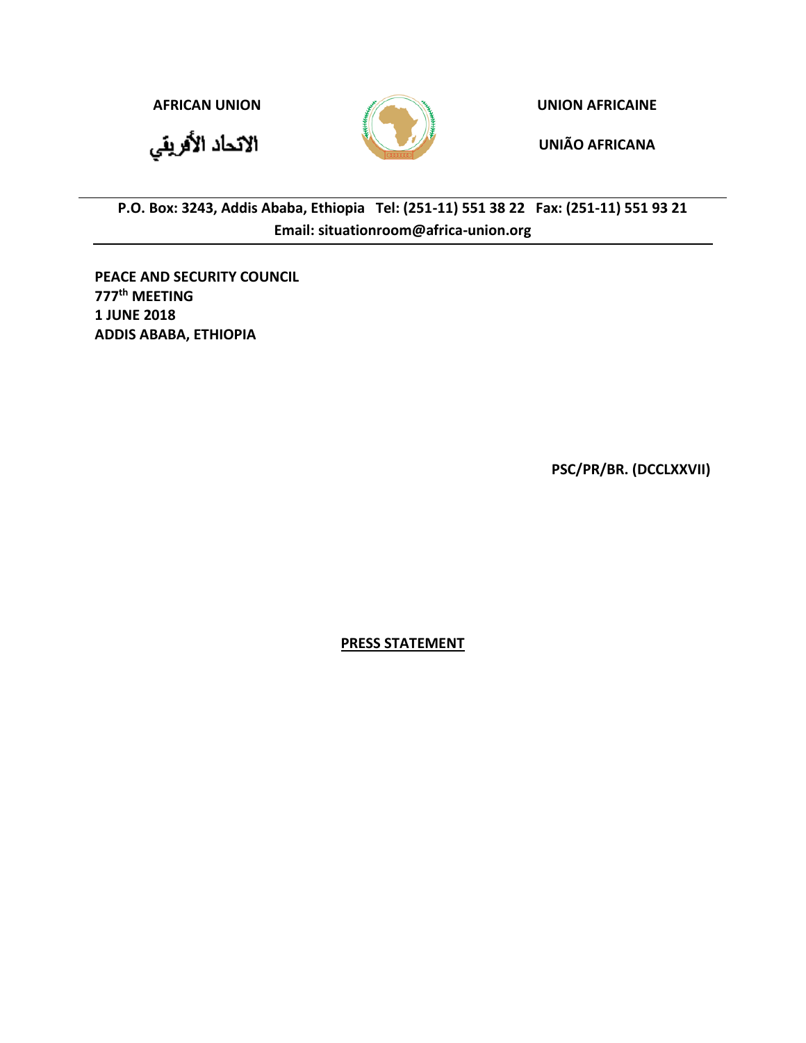AFRICAN UNION

الاتحاد الأفريقي

UNION AFRICAINE

UNIÃO AFRICANA

P.O. Box: 3243, Addis Ababa, Ethiopia Tel: (251-11) 551 38 22 Fax: (251-11) 551 93 21
Email: situationroom@africa-union.org

**PEACE AND SECURITY COUNCIL**
**777th MEETING**
**1 JUNE 2018**
**ADDIS ABABA, ETHIOPIA**

**PSC/PR/BR. (DCCLXXVII)**

**PRESS STATEMENT**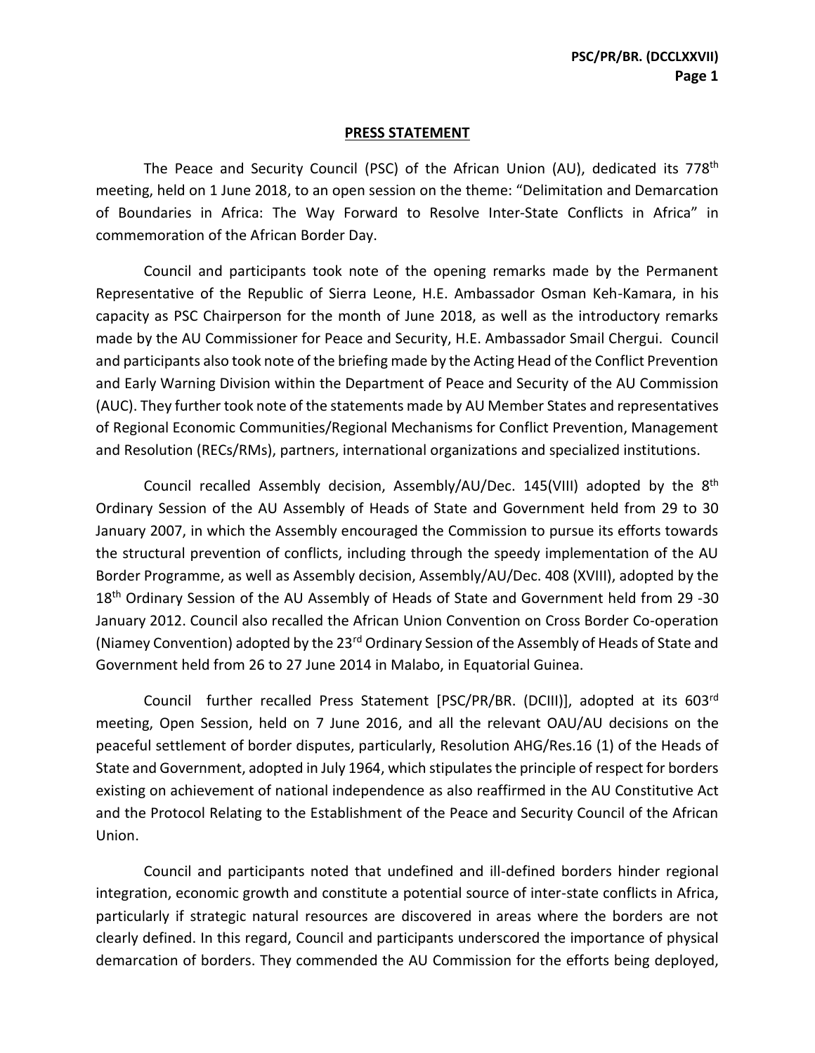## PRESS STATEMENT

The Peace and Security Council (PSC) of the African Union (AU), dedicated its 778th meeting, held on 1 June 2018, to an open session on the theme: "Delimitation and Demarcation of Boundaries in Africa: The Way Forward to Resolve Inter-State Conflicts in Africa" in commemoration of the African Border Day.

Council and participants took note of the opening remarks made by the Permanent Representative of the Republic of Sierra Leone, H.E. Ambassador Osman Keh-Kamara, in his capacity as PSC Chairperson for the month of June 2018, as well as the introductory remarks made by the AU Commissioner for Peace and Security, H.E. Ambassador Smail Chergui. Council and participants also took note of the briefing made by the Acting Head of the Conflict Prevention and Early Warning Division within the Department of Peace and Security of the AU Commission (AUC). They further took note of the statements made by AU Member States and representatives of Regional Economic Communities/Regional Mechanisms for Conflict Prevention, Management and Resolution (RECs/RMs), partners, international organizations and specialized institutions.

Council recalled Assembly decision, Assembly/AU/Dec. 145(VIII) adopted by the 8th Ordinary Session of the AU Assembly of Heads of State and Government held from 29 to 30 January 2007, in which the Assembly encouraged the Commission to pursue its efforts towards the structural prevention of conflicts, including through the speedy implementation of the AU Border Programme, as well as Assembly decision, Assembly/AU/Dec. 408 (XVIII), adopted by the 18th Ordinary Session of the AU Assembly of Heads of State and Government held from 29 -30 January 2012. Council also recalled the African Union Convention on Cross Border Co-operation (Niamey Convention) adopted by the 23rd Ordinary Session of the Assembly of Heads of State and Government held from 26 to 27 June 2014 in Malabo, in Equatorial Guinea.

Council further recalled Press Statement [PSC/PR/BR. (DCIII)], adopted at its 603rd meeting, Open Session, held on 7 June 2016, and all the relevant OAU/AU decisions on the peaceful settlement of border disputes, particularly, Resolution AHG/Res.16 (1) of the Heads of State and Government, adopted in July 1964, which stipulates the principle of respect for borders existing on achievement of national independence as also reaffirmed in the AU Constitutive Act and the Protocol Relating to the Establishment of the Peace and Security Council of the African Union.

Council and participants noted that undefined and ill-defined borders hinder regional integration, economic growth and constitute a potential source of inter-state conflicts in Africa, particularly if strategic natural resources are discovered in areas where the borders are not clearly defined. In this regard, Council and participants underscored the importance of physical demarcation of borders. They commended the AU Commission for the efforts being deployed,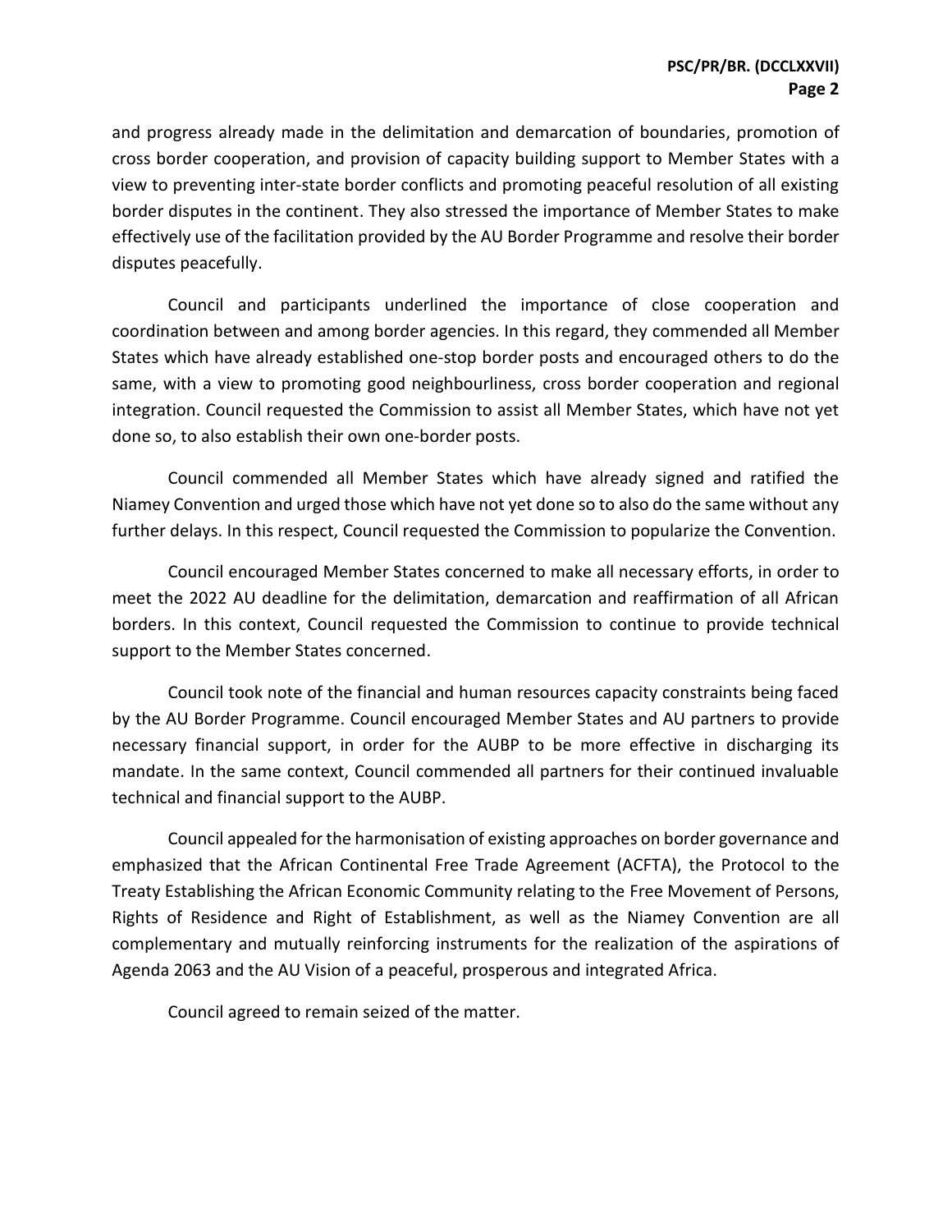and progress already made in the delimitation and demarcation of boundaries, promotion of cross border cooperation, and provision of capacity building support to Member States with a view to preventing inter-state border conflicts and promoting peaceful resolution of all existing border disputes in the continent. They also stressed the importance of Member States to make effectively use of the facilitation provided by the AU Border Programme and resolve their border disputes peacefully.

Council and participants underlined the importance of close cooperation and coordination between and among border agencies. In this regard, they commended all Member States which have already established one-stop border posts and encouraged others to do the same, with a view to promoting good neighbourliness, cross border cooperation and regional integration. Council requested the Commission to assist all Member States, which have not yet done so, to also establish their own one-border posts.

Council commended all Member States which have already signed and ratified the Niamey Convention and urged those which have not yet done so to also do the same without any further delays. In this respect, Council requested the Commission to popularize the Convention.

Council encouraged Member States concerned to make all necessary efforts, in order to meet the 2022 AU deadline for the delimitation, demarcation and reaffirmation of all African borders. In this context, Council requested the Commission to continue to provide technical support to the Member States concerned.

Council took note of the financial and human resources capacity constraints being faced by the AU Border Programme. Council encouraged Member States and AU partners to provide necessary financial support, in order for the AUBP to be more effective in discharging its mandate. In the same context, Council commended all partners for their continued invaluable technical and financial support to the AUBP.

Council appealed for the harmonisation of existing approaches on border governance and emphasized that the African Continental Free Trade Agreement (ACFTA), the Protocol to the Treaty Establishing the African Economic Community relating to the Free Movement of Persons, Rights of Residence and Right of Establishment, as well as the Niamey Convention are all complementary and mutually reinforcing instruments for the realization of the aspirations of Agenda 2063 and the AU Vision of a peaceful, prosperous and integrated Africa.

Council agreed to remain seized of the matter.